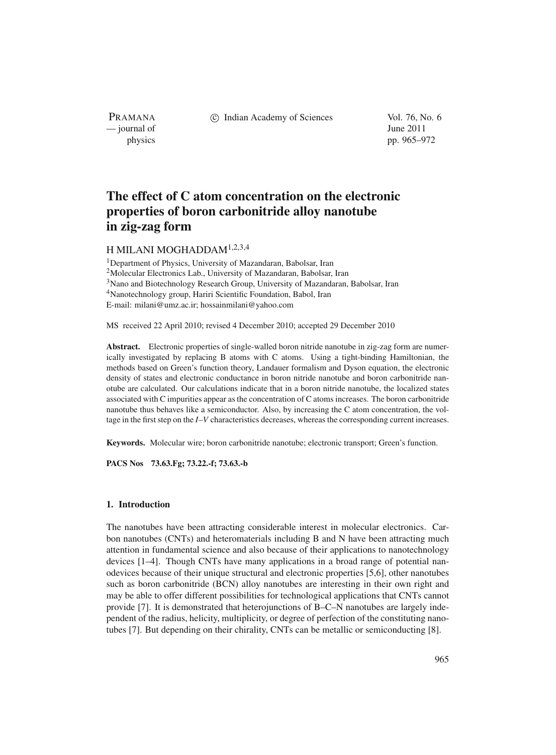# The effect of C atom concentration on the electronic properties of boron carbonitride alloy nanotube in zig-zag form

H MILANI MOGHADDAM[1,2,3,4]

[1]Department of Physics, University of Mazandaran, Babolsar, Iran
[2]Molecular Electronics Lab., University of Mazandaran, Babolsar, Iran
[3]Nano and Biotechnology Research Group, University of Mazandaran, Babolsar, Iran
[4]Nanotechnology group, Hariri Scientific Foundation, Babol, Iran
E-mail: milani@umz.ac.ir; hossainmilani@yahoo.com

MS received 22 April 2010; revised 4 December 2010; accepted 29 December 2010

**Abstract.** Electronic properties of single-walled boron nitride nanotube in zig-zag form are numerically investigated by replacing B atoms with C atoms. Using a tight-binding Hamiltonian, the methods based on Green's function theory, Landauer formalism and Dyson equation, the electronic density of states and electronic conductance in boron nitride nanotube and boron carbonitride nanotube are calculated. Our calculations indicate that in a boron nitride nanotube, the localized states associated with C impurities appear as the concentration of C atoms increases. The boron carbonitride nanotube thus behaves like a semiconductor. Also, by increasing the C atom concentration, the voltage in the first step on the *I*–*V* characteristics decreases, whereas the corresponding current increases.

**Keywords.** Molecular wire; boron carbonitride nanotube; electronic transport; Green's function.

**PACS Nos** 73.63.Fg; 73.22.-f; 73.63.-b

## 1. Introduction

The nanotubes have been attracting considerable interest in molecular electronics. Carbon nanotubes (CNTs) and heteromaterials including B and N have been attracting much attention in fundamental science and also because of their applications to nanotechnology devices [1–4]. Though CNTs have many applications in a broad range of potential nanodevices because of their unique structural and electronic properties [5,6], other nanotubes such as boron carbonitride (BCN) alloy nanotubes are interesting in their own right and may be able to offer different possibilities for technological applications that CNTs cannot provide [7]. It is demonstrated that heterojunctions of B–C–N nanotubes are largely independent of the radius, helicity, multiplicity, or degree of perfection of the constituting nanotubes [7]. But depending on their chirality, CNTs can be metallic or semiconducting [8].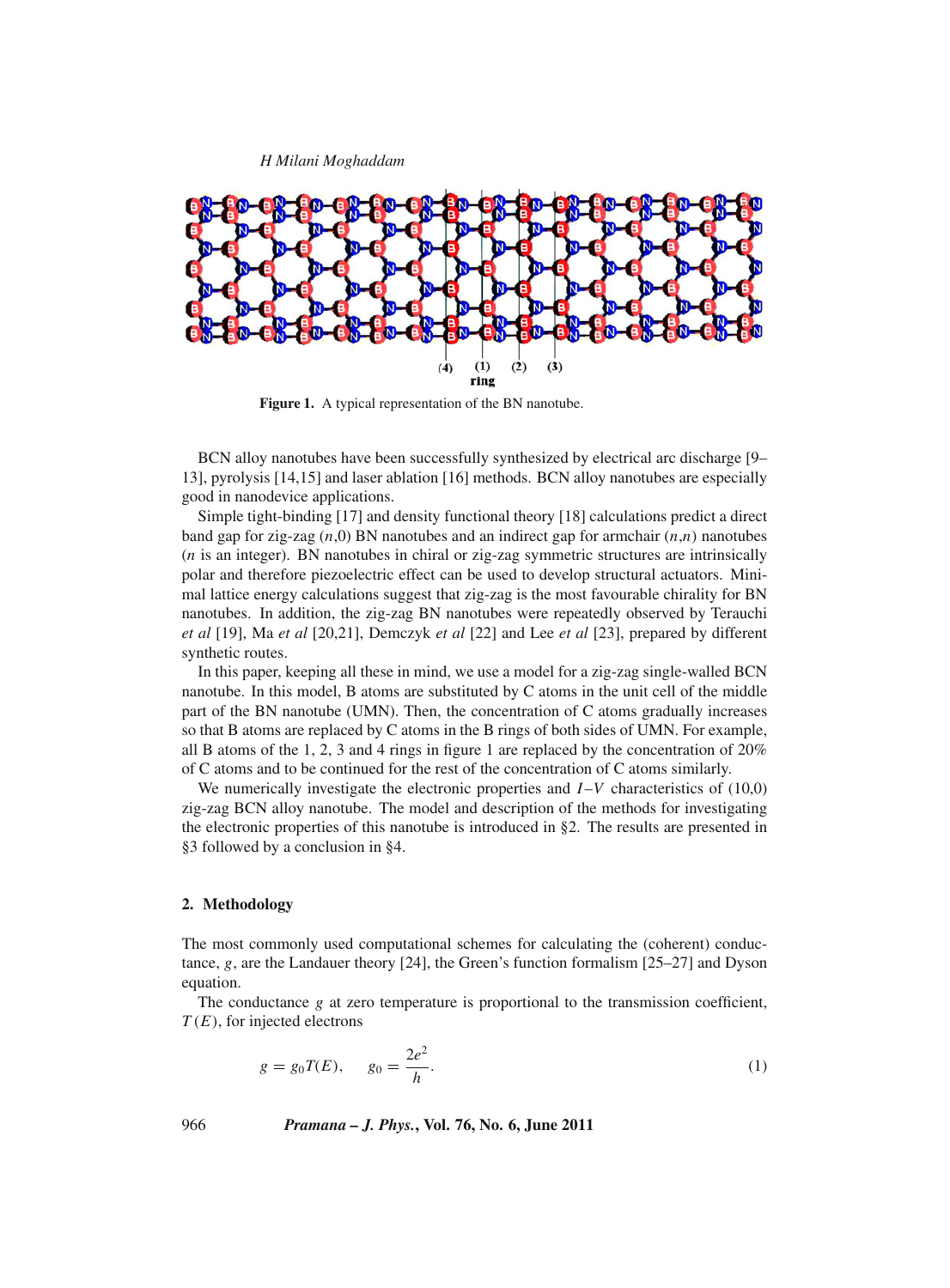Figure 1. A typical representation of the BN nanotube.

BCN alloy nanotubes have been successfully synthesized by electrical arc discharge [9–13], pyrolysis [14,15] and laser ablation [16] methods. BCN alloy nanotubes are especially good in nanodevice applications.

Simple tight-binding [17] and density functional theory [18] calculations predict a direct band gap for zig-zag ($n$,0) BN nanotubes and an indirect gap for armchair ($n$,$n$) nanotubes ($n$ is an integer). BN nanotubes in chiral or zig-zag symmetric structures are intrinsically polar and therefore piezoelectric effect can be used to develop structural actuators. Minimal lattice energy calculations suggest that zig-zag is the most favourable chirality for BN nanotubes. In addition, the zig-zag BN nanotubes were repeatedly observed by Terauchi *et al* [19], Ma *et al* [20,21], Demczyk *et al* [22] and Lee *et al* [23], prepared by different synthetic routes.

In this paper, keeping all these in mind, we use a model for a zig-zag single-walled BCN nanotube. In this model, B atoms are substituted by C atoms in the unit cell of the middle part of the BN nanotube (UMN). Then, the concentration of C atoms gradually increases so that B atoms are replaced by C atoms in the B rings of both sides of UMN. For example, all B atoms of the 1, 2, 3 and 4 rings in figure 1 are replaced by the concentration of 20% of C atoms and to be continued for the rest of the concentration of C atoms similarly.

We numerically investigate the electronic properties and $I$–$V$ characteristics of (10,0) zig-zag BCN alloy nanotube. The model and description of the methods for investigating the electronic properties of this nanotube is introduced in §2. The results are presented in §3 followed by a conclusion in §4.

## 2. Methodology

The most commonly used computational schemes for calculating the (coherent) conductance, $g$, are the Landauer theory [24], the Green's function formalism [25–27] and Dyson equation.

The conductance $g$ at zero temperature is proportional to the transmission coefficient, $T(E)$, for injected electrons

$$g = g_0 T(E), \qquad g_0 = \frac{2e^2}{h}. \tag{1}$$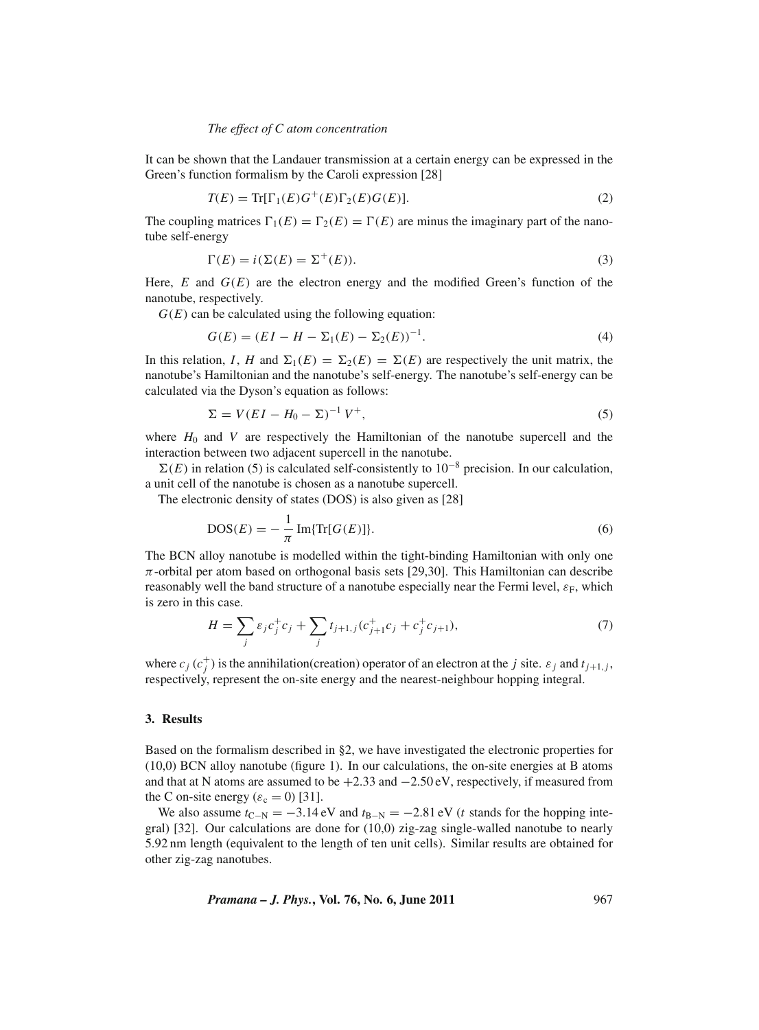It can be shown that the Landauer transmission at a certain energy can be expressed in the Green's function formalism by the Caroli expression [28]

$$T(E) = \mathrm{Tr}[\Gamma_1(E)G^+(E)\Gamma_2(E)G(E)]. \tag{2}$$

The coupling matrices $\Gamma_1(E) = \Gamma_2(E) = \Gamma(E)$ are minus the imaginary part of the nanotube self-energy

$$\Gamma(E) = i(\Sigma(E) = \Sigma^+(E)). \tag{3}$$

Here, $E$ and $G(E)$ are the electron energy and the modified Green's function of the nanotube, respectively.

$G(E)$ can be calculated using the following equation:

$$G(E) = (EI - H - \Sigma_1(E) - \Sigma_2(E))^{-1}. \tag{4}$$

In this relation, $I$, $H$ and $\Sigma_1(E) = \Sigma_2(E) = \Sigma(E)$ are respectively the unit matrix, the nanotube's Hamiltonian and the nanotube's self-energy. The nanotube's self-energy can be calculated via the Dyson's equation as follows:

$$\Sigma = V(EI - H_0 - \Sigma)^{-1}\, V^+, \tag{5}$$

where $H_0$ and $V$ are respectively the Hamiltonian of the nanotube supercell and the interaction between two adjacent supercell in the nanotube.

$\Sigma(E)$ in relation (5) is calculated self-consistently to $10^{-8}$ precision. In our calculation, a unit cell of the nanotube is chosen as a nanotube supercell.

The electronic density of states (DOS) is also given as [28]

$$\mathrm{DOS}(E) = -\frac{1}{\pi}\,\mathrm{Im}\{\mathrm{Tr}[G(E)]\}. \tag{6}$$

The BCN alloy nanotube is modelled within the tight-binding Hamiltonian with only one $\pi$-orbital per atom based on orthogonal basis sets [29,30]. This Hamiltonian can describe reasonably well the band structure of a nanotube especially near the Fermi level, $\varepsilon_F$, which is zero in this case.

$$H = \sum_j \varepsilon_j c_j^+ c_j + \sum_j t_{j+1,j}(c_{j+1}^+ c_j + c_j^+ c_{j+1}), \tag{7}$$

where $c_j$ ($c_j^+$) is the annihilation(creation) operator of an electron at the $j$ site. $\varepsilon_j$ and $t_{j+1,j}$, respectively, represent the on-site energy and the nearest-neighbour hopping integral.

## 3. Results

Based on the formalism described in §2, we have investigated the electronic properties for (10,0) BCN alloy nanotube (figure 1). In our calculations, the on-site energies at B atoms and that at N atoms are assumed to be $+2.33$ and $-2.50$ eV, respectively, if measured from the C on-site energy ($\varepsilon_c = 0$) [31].

We also assume $t_{C-N} = -3.14$ eV and $t_{B-N} = -2.81$ eV ($t$ stands for the hopping integral) [32]. Our calculations are done for (10,0) zig-zag single-walled nanotube to nearly 5.92 nm length (equivalent to the length of ten unit cells). Similar results are obtained for other zig-zag nanotubes.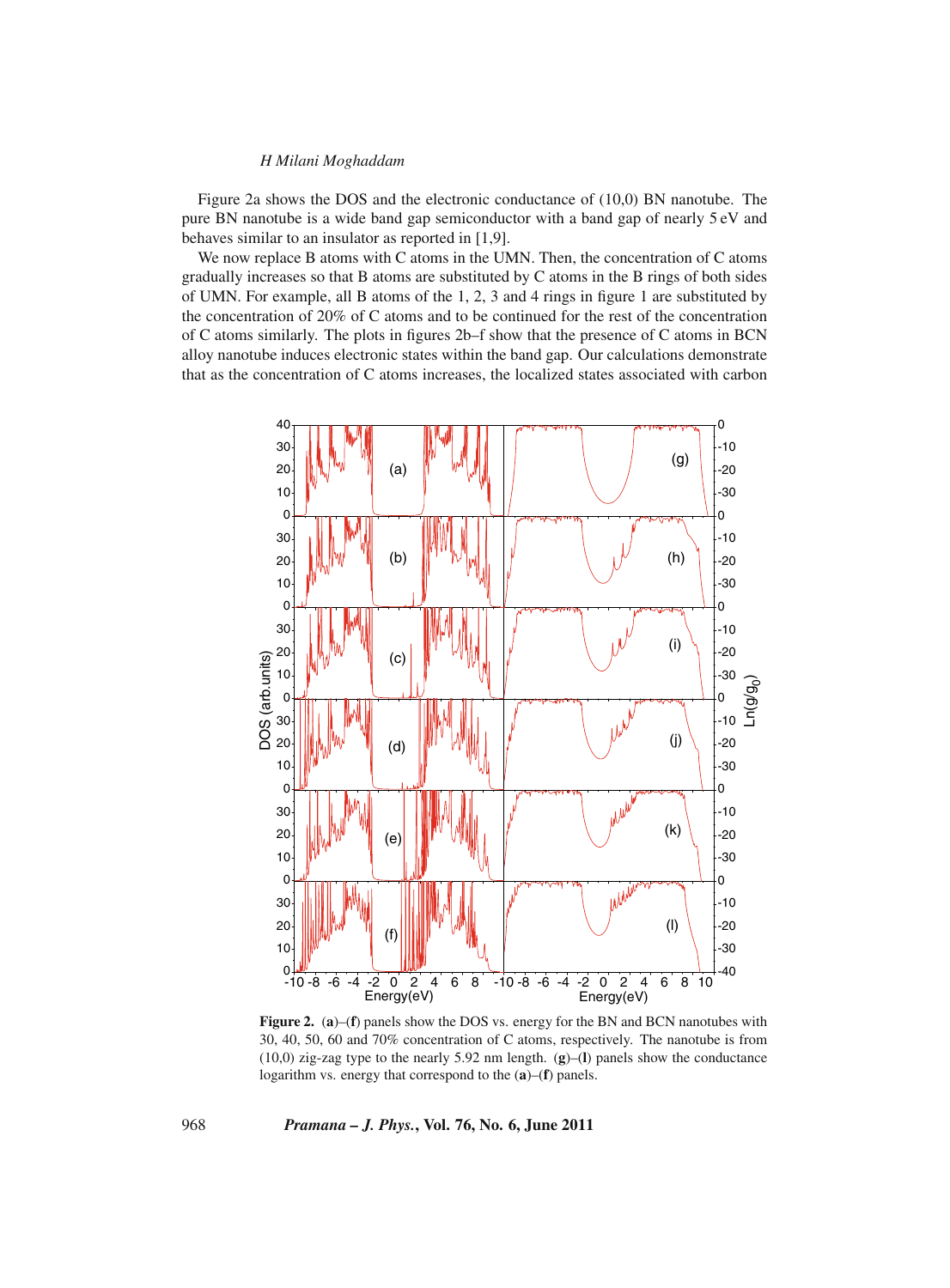Figure 2a shows the DOS and the electronic conductance of (10,0) BN nanotube. The pure BN nanotube is a wide band gap semiconductor with a band gap of nearly 5 eV and behaves similar to an insulator as reported in [1,9].

We now replace B atoms with C atoms in the UMN. Then, the concentration of C atoms gradually increases so that B atoms are substituted by C atoms in the B rings of both sides of UMN. For example, all B atoms of the 1, 2, 3 and 4 rings in figure 1 are substituted by the concentration of 20% of C atoms and to be continued for the rest of the concentration of C atoms similarly. The plots in figures 2b–f show that the presence of C atoms in BCN alloy nanotube induces electronic states within the band gap. Our calculations demonstrate that as the concentration of C atoms increases, the localized states associated with carbon

**Figure 2.** (**a**)–(**f**) panels show the DOS vs. energy for the BN and BCN nanotubes with 30, 40, 50, 60 and 70% concentration of C atoms, respectively. The nanotube is from (10,0) zig-zag type to the nearly 5.92 nm length. (**g**)–(**l**) panels show the conductance logarithm vs. energy that correspond to the (**a**)–(**f**) panels.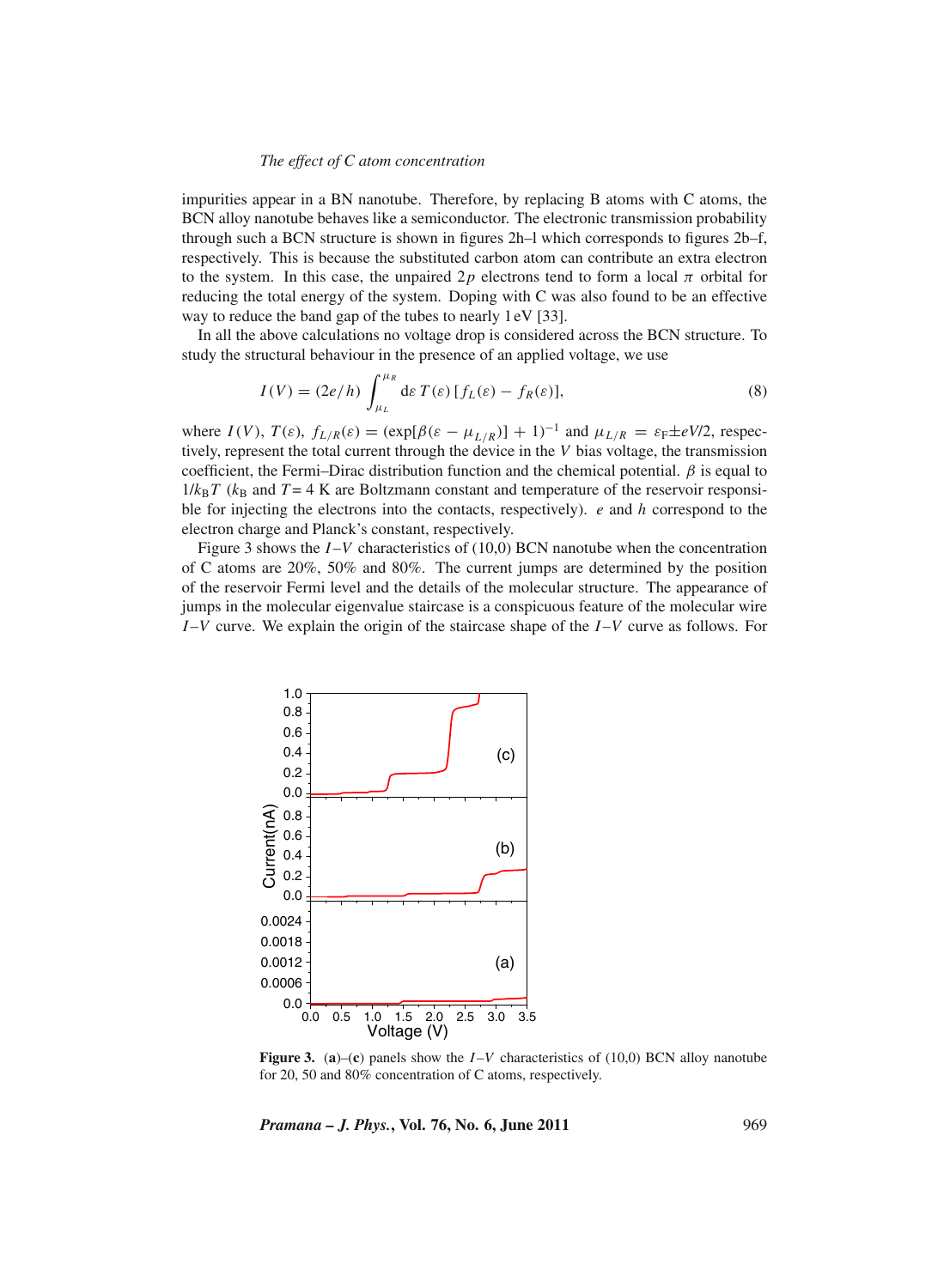impurities appear in a BN nanotube. Therefore, by replacing B atoms with C atoms, the BCN alloy nanotube behaves like a semiconductor. The electronic transmission probability through such a BCN structure is shown in figures 2h–l which corresponds to figures 2b–f, respectively. This is because the substituted carbon atom can contribute an extra electron to the system. In this case, the unpaired $2p$ electrons tend to form a local $\pi$ orbital for reducing the total energy of the system. Doping with C was also found to be an effective way to reduce the band gap of the tubes to nearly 1 eV [33].

In all the above calculations no voltage drop is considered across the BCN structure. To study the structural behaviour in the presence of an applied voltage, we use

$$I(V) = (2e/h)\int_{\mu_L}^{\mu_R} \mathrm{d}\varepsilon\, T(\varepsilon)\,[f_L(\varepsilon) - f_R(\varepsilon)], \tag{8}$$

where $I(V)$, $T(\varepsilon)$, $f_{L/R}(\varepsilon) = (\exp[\beta(\varepsilon - \mu_{L/R})] + 1)^{-1}$ and $\mu_{L/R} = \varepsilon_{\mathrm{F}} \pm eV/2$, respectively, represent the total current through the device in the $V$ bias voltage, the transmission coefficient, the Fermi–Dirac distribution function and the chemical potential. $\beta$ is equal to $1/k_{\mathrm{B}}T$ ($k_{\mathrm{B}}$ and $T = 4$ K are Boltzmann constant and temperature of the reservoir responsible for injecting the electrons into the contacts, respectively). $e$ and $h$ correspond to the electron charge and Planck's constant, respectively.

Figure 3 shows the $I$–$V$ characteristics of (10,0) BCN nanotube when the concentration of C atoms are 20%, 50% and 80%. The current jumps are determined by the position of the reservoir Fermi level and the details of the molecular structure. The appearance of jumps in the molecular eigenvalue staircase is a conspicuous feature of the molecular wire $I$–$V$ curve. We explain the origin of the staircase shape of the $I$–$V$ curve as follows. For

**Figure 3.** (**a**)–(**c**) panels show the $I$–$V$ characteristics of (10,0) BCN alloy nanotube for 20, 50 and 80% concentration of C atoms, respectively.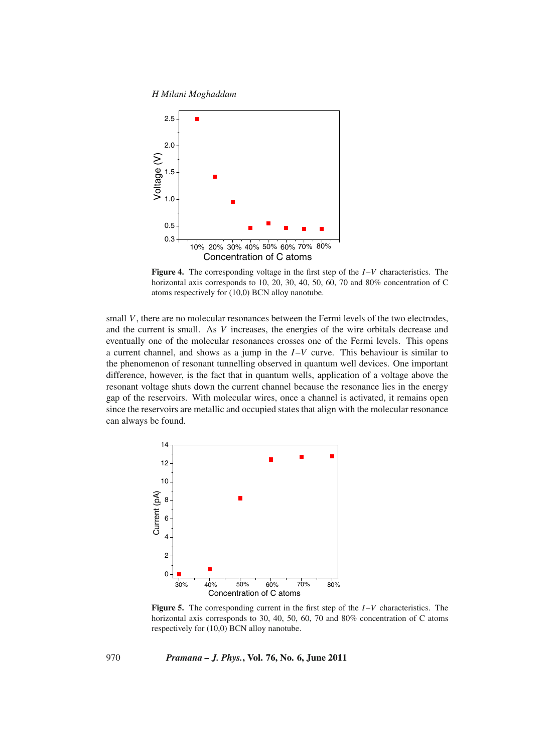**Figure 4.** The corresponding voltage in the first step of the $I$–$V$ characteristics. The horizontal axis corresponds to 10, 20, 30, 40, 50, 60, 70 and 80% concentration of C atoms respectively for (10,0) BCN alloy nanotube.

small $V$, there are no molecular resonances between the Fermi levels of the two electrodes, and the current is small. As $V$ increases, the energies of the wire orbitals decrease and eventually one of the molecular resonances crosses one of the Fermi levels. This opens a current channel, and shows as a jump in the $I$–$V$ curve. This behaviour is similar to the phenomenon of resonant tunnelling observed in quantum well devices. One important difference, however, is the fact that in quantum wells, application of a voltage above the resonant voltage shuts down the current channel because the resonance lies in the energy gap of the reservoirs. With molecular wires, once a channel is activated, it remains open since the reservoirs are metallic and occupied states that align with the molecular resonance can always be found.

**Figure 5.** The corresponding current in the first step of the $I$–$V$ characteristics. The horizontal axis corresponds to 30, 40, 50, 60, 70 and 80% concentration of C atoms respectively for (10,0) BCN alloy nanotube.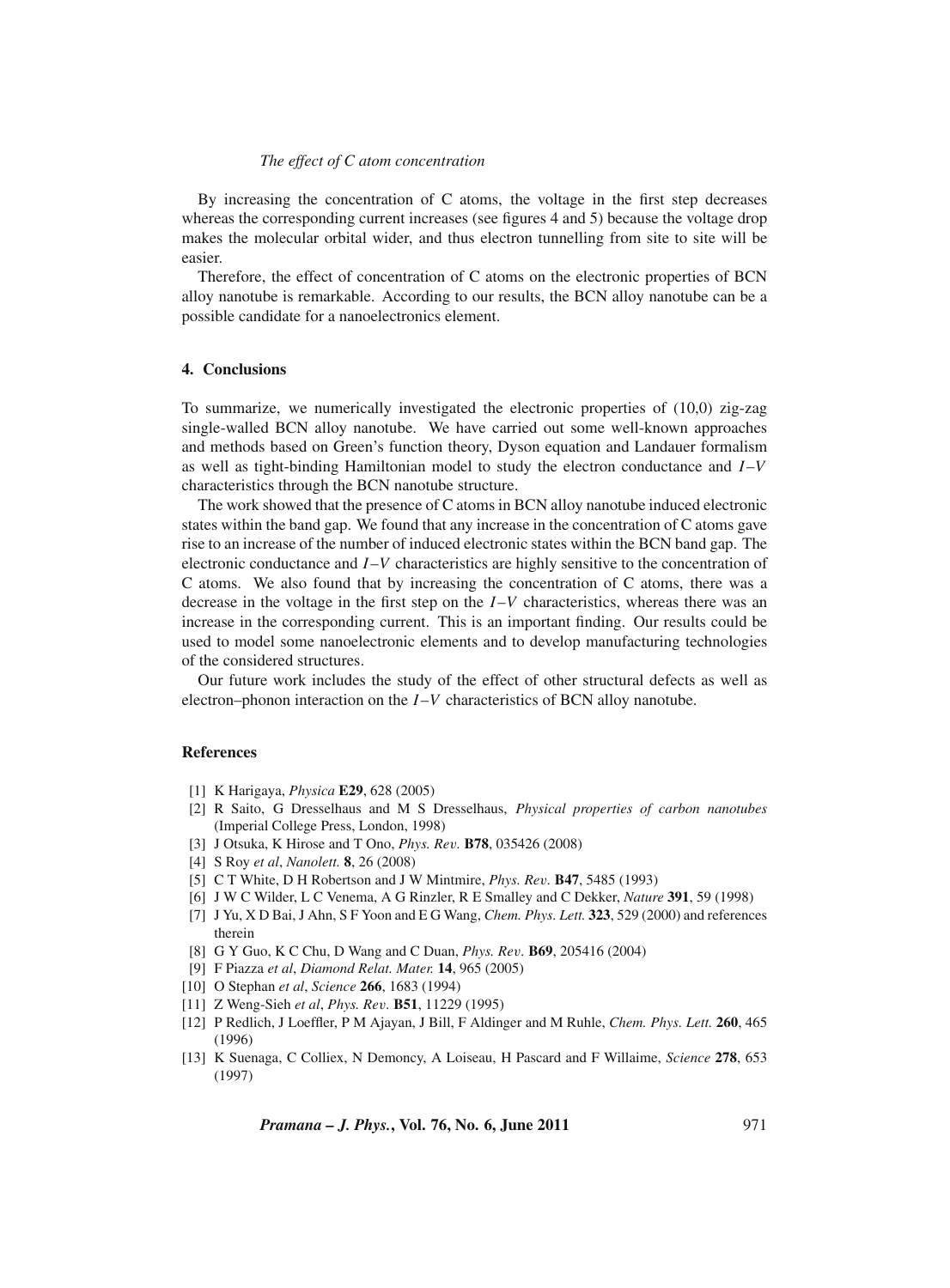By increasing the concentration of C atoms, the voltage in the first step decreases whereas the corresponding current increases (see figures 4 and 5) because the voltage drop makes the molecular orbital wider, and thus electron tunnelling from site to site will be easier.

Therefore, the effect of concentration of C atoms on the electronic properties of BCN alloy nanotube is remarkable. According to our results, the BCN alloy nanotube can be a possible candidate for a nanoelectronics element.

## 4. Conclusions

To summarize, we numerically investigated the electronic properties of (10,0) zig-zag single-walled BCN alloy nanotube. We have carried out some well-known approaches and methods based on Green's function theory, Dyson equation and Landauer formalism as well as tight-binding Hamiltonian model to study the electron conductance and $I$–$V$ characteristics through the BCN nanotube structure.

The work showed that the presence of C atoms in BCN alloy nanotube induced electronic states within the band gap. We found that any increase in the concentration of C atoms gave rise to an increase of the number of induced electronic states within the BCN band gap. The electronic conductance and $I$–$V$ characteristics are highly sensitive to the concentration of C atoms. We also found that by increasing the concentration of C atoms, there was a decrease in the voltage in the first step on the $I$–$V$ characteristics, whereas there was an increase in the corresponding current. This is an important finding. Our results could be used to model some nanoelectronic elements and to develop manufacturing technologies of the considered structures.

Our future work includes the study of the effect of other structural defects as well as electron–phonon interaction on the $I$–$V$ characteristics of BCN alloy nanotube.

## References

[1] K Harigaya, *Physica* **E29**, 628 (2005)

[2] R Saito, G Dresselhaus and M S Dresselhaus, *Physical properties of carbon nanotubes* (Imperial College Press, London, 1998)

[3] J Otsuka, K Hirose and T Ono, *Phys. Rev.* **B78**, 035426 (2008)

[4] S Roy *et al*, *Nanolett.* **8**, 26 (2008)

[5] C T White, D H Robertson and J W Mintmire, *Phys. Rev.* **B47**, 5485 (1993)

[6] J W C Wilder, L C Venema, A G Rinzler, R E Smalley and C Dekker, *Nature* **391**, 59 (1998)

[7] J Yu, X D Bai, J Ahn, S F Yoon and E G Wang, *Chem. Phys. Lett.* **323**, 529 (2000) and references therein

[8] G Y Guo, K C Chu, D Wang and C Duan, *Phys. Rev.* **B69**, 205416 (2004)

[9] F Piazza *et al*, *Diamond Relat. Mater.* **14**, 965 (2005)

[10] O Stephan *et al*, *Science* **266**, 1683 (1994)

[11] Z Weng-Sieh *et al*, *Phys. Rev.* **B51**, 11229 (1995)

[12] P Redlich, J Loeffler, P M Ajayan, J Bill, F Aldinger and M Ruhle, *Chem. Phys. Lett.* **260**, 465 (1996)

[13] K Suenaga, C Colliex, N Demoncy, A Loiseau, H Pascard and F Willaime, *Science* **278**, 653 (1997)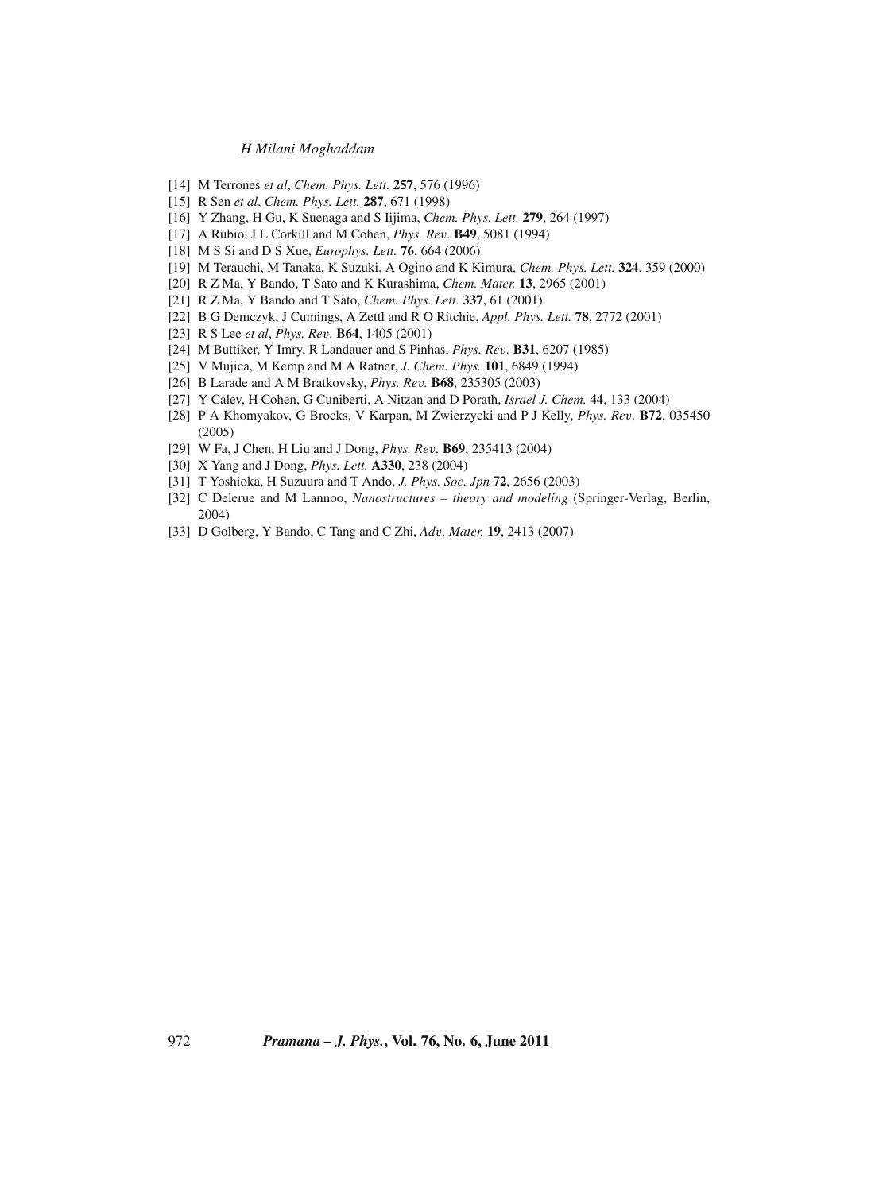- [14] M Terrones *et al*, *Chem. Phys. Lett.* **257**, 576 (1996)
- [15] R Sen *et al*, *Chem. Phys. Lett.* **287**, 671 (1998)
- [16] Y Zhang, H Gu, K Suenaga and S Iijima, *Chem. Phys. Lett.* **279**, 264 (1997)
- [17] A Rubio, J L Corkill and M Cohen, *Phys. Rev.* **B49**, 5081 (1994)
- [18] M S Si and D S Xue, *Europhys. Lett.* **76**, 664 (2006)
- [19] M Terauchi, M Tanaka, K Suzuki, A Ogino and K Kimura, *Chem. Phys. Lett.* **324**, 359 (2000)
- [20] R Z Ma, Y Bando, T Sato and K Kurashima, *Chem. Mater.* **13**, 2965 (2001)
- [21] R Z Ma, Y Bando and T Sato, *Chem. Phys. Lett.* **337**, 61 (2001)
- [22] B G Demczyk, J Cumings, A Zettl and R O Ritchie, *Appl. Phys. Lett.* **78**, 2772 (2001)
- [23] R S Lee *et al*, *Phys. Rev.* **B64**, 1405 (2001)
- [24] M Buttiker, Y Imry, R Landauer and S Pinhas, *Phys. Rev.* **B31**, 6207 (1985)
- [25] V Mujica, M Kemp and M A Ratner, *J. Chem. Phys.* **101**, 6849 (1994)
- [26] B Larade and A M Bratkovsky, *Phys. Rev.* **B68**, 235305 (2003)
- [27] Y Calev, H Cohen, G Cuniberti, A Nitzan and D Porath, *Israel J. Chem.* **44**, 133 (2004)
- [28] P A Khomyakov, G Brocks, V Karpan, M Zwierzycki and P J Kelly, *Phys. Rev.* **B72**, 035450 (2005)
- [29] W Fa, J Chen, H Liu and J Dong, *Phys. Rev.* **B69**, 235413 (2004)
- [30] X Yang and J Dong, *Phys. Lett.* **A330**, 238 (2004)
- [31] T Yoshioka, H Suzuura and T Ando, *J. Phys. Soc. Jpn* **72**, 2656 (2003)
- [32] C Delerue and M Lannoo, *Nanostructures – theory and modeling* (Springer-Verlag, Berlin, 2004)
- [33] D Golberg, Y Bando, C Tang and C Zhi, *Adv. Mater.* **19**, 2413 (2007)